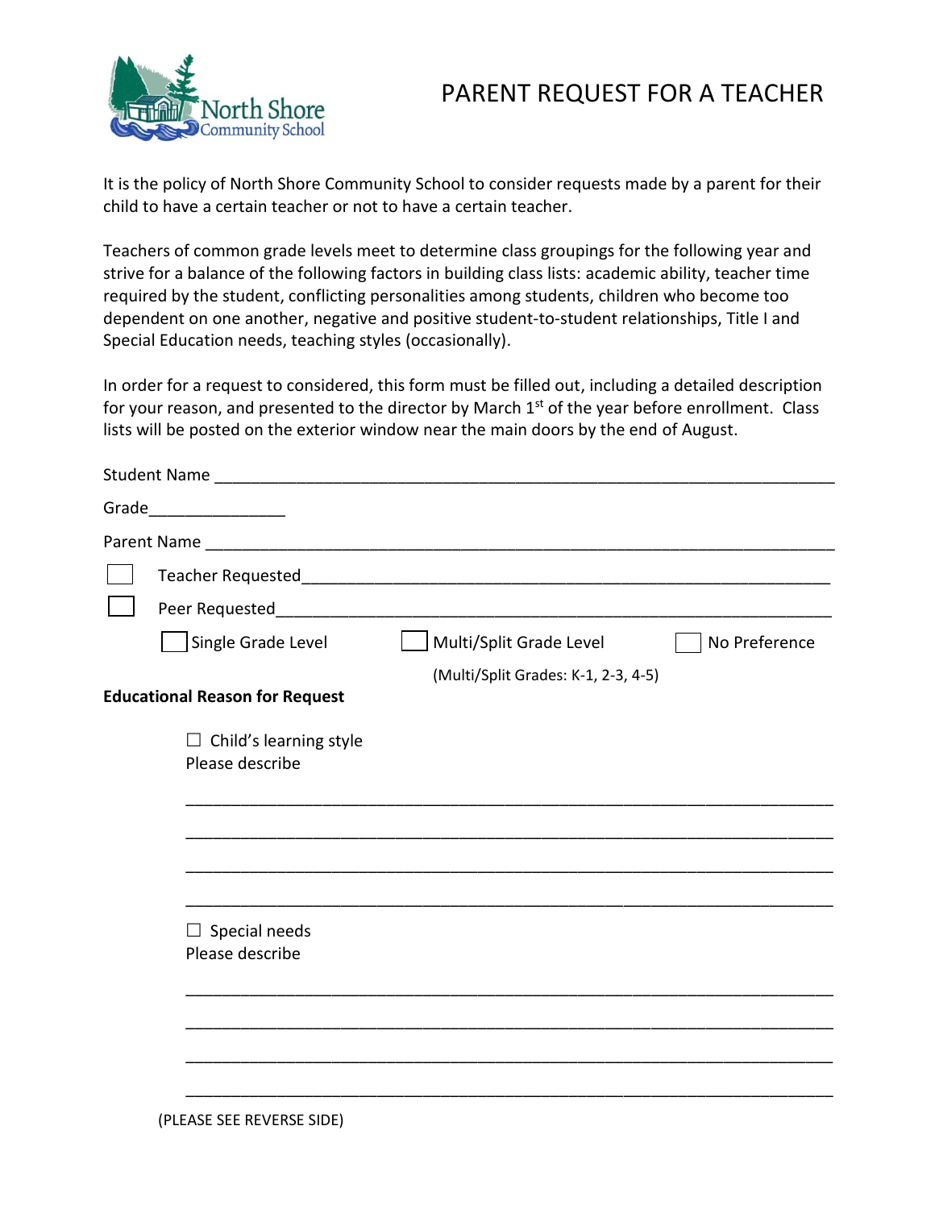North Shore Community School

# PARENT REQUEST FOR A TEACHER

It is the policy of North Shore Community School to consider requests made by a parent for their child to have a certain teacher or not to have a certain teacher.

Teachers of common grade levels meet to determine class groupings for the following year and strive for a balance of the following factors in building class lists: academic ability, teacher time required by the student, conflicting personalities among students, children who become too dependent on one another, negative and positive student-to-student relationships, Title I and Special Education needs, teaching styles (occasionally).

In order for a request to considered, this form must be filled out, including a detailed description for your reason, and presented to the director by March 1st of the year before enrollment. Class lists will be posted on the exterior window near the main doors by the end of August.

Student Name ______________________________________________________________________

Grade_______________

Parent Name _______________________________________________________________________

☐ Teacher Requested_________________________________________________________

☐ Peer Requested____________________________________________________________

☐ Single Grade Level ☐ Multi/Split Grade Level ☐ No Preference

(Multi/Split Grades: K-1, 2-3, 4-5)

**Educational Reason for Request**

☐ Child's learning style
Please describe

_______________________________________________________________________

_______________________________________________________________________

_______________________________________________________________________

_______________________________________________________________________

☐ Special needs
Please describe

_______________________________________________________________________

_______________________________________________________________________

_______________________________________________________________________

_______________________________________________________________________

(PLEASE SEE REVERSE SIDE)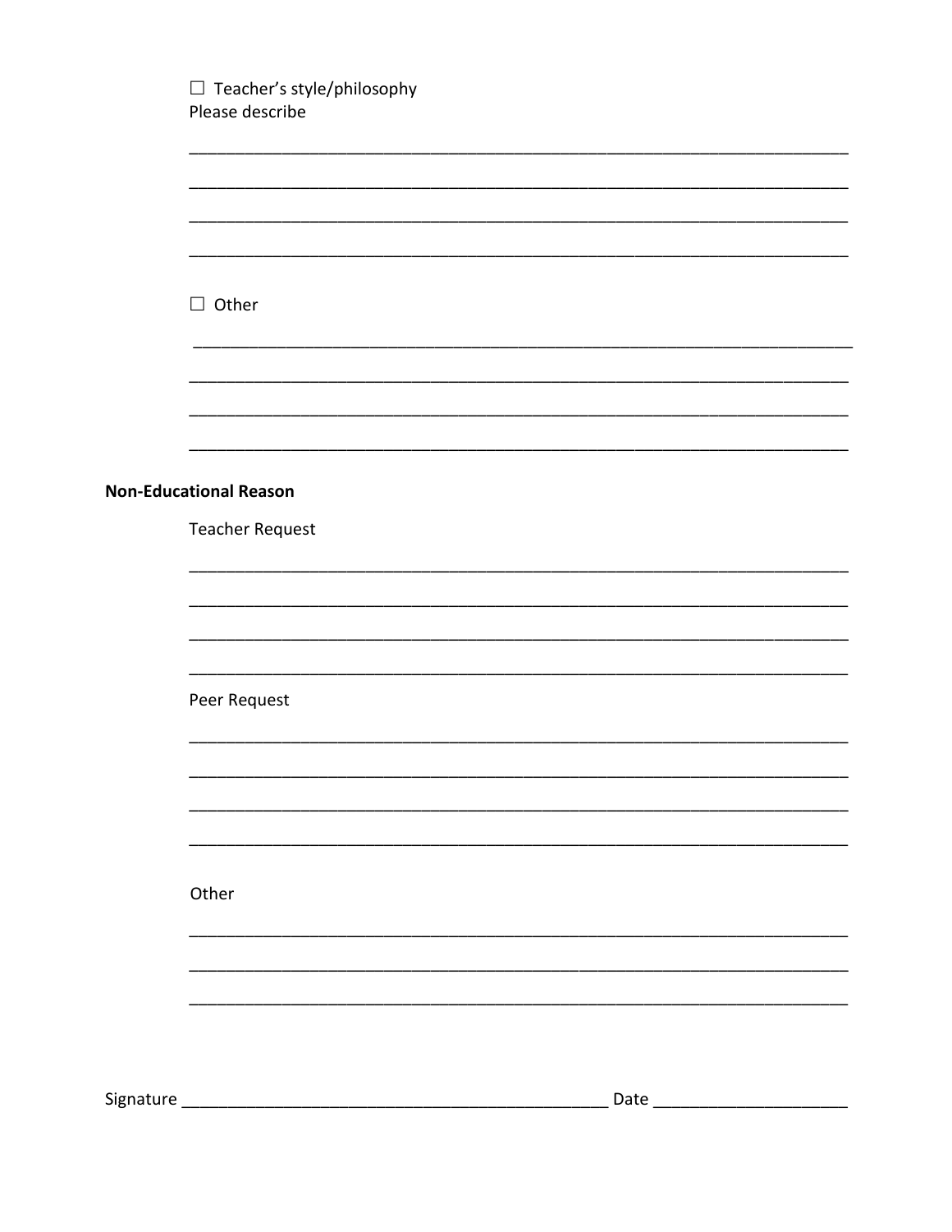☐ Teacher's style/philosophy
Please describe

_______________________________________________________________________

_______________________________________________________________________

_______________________________________________________________________

_______________________________________________________________________

☐ Other

_______________________________________________________________________

_______________________________________________________________________

_______________________________________________________________________

_______________________________________________________________________

**Non-Educational Reason**

Teacher Request

_______________________________________________________________________

_______________________________________________________________________

_______________________________________________________________________

_______________________________________________________________________

Peer Request

_______________________________________________________________________

_______________________________________________________________________

_______________________________________________________________________

_______________________________________________________________________

Other

_______________________________________________________________________

_______________________________________________________________________

_______________________________________________________________________

Signature ______________________________________________ Date ____________________